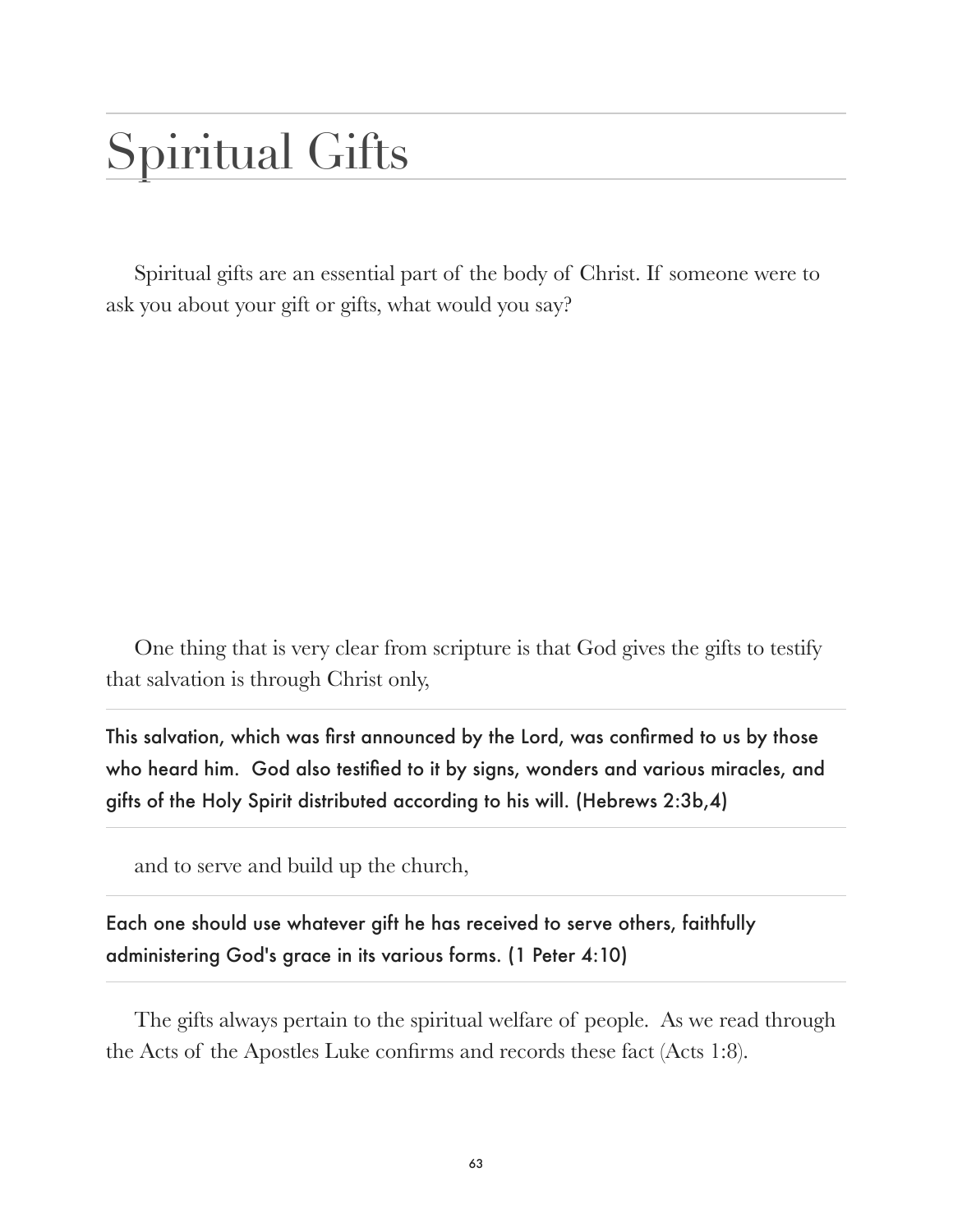# Spiritual Gifts

Spiritual gifts are an essential part of the body of Christ. If someone were to ask you about your gift or gifts, what would you say?

One thing that is very clear from scripture is that God gives the gifts to testify that salvation is through Christ only,

---

This salvation, which was first announced by the Lord, was confirmed to us by those who heard him. God also testified to it by signs, wonders and various miracles, and gifts of the Holy Spirit distributed according to his will. (Hebrews 2:3b,4)

---

and to serve and build up the church,

---

Each one should use whatever gift he has received to serve others, faithfully administering God's grace in its various forms. (1 Peter 4:10)

---

The gifts always pertain to the spiritual welfare of people. As we read through the Acts of the Apostles Luke confirms and records these fact (Acts 1:8).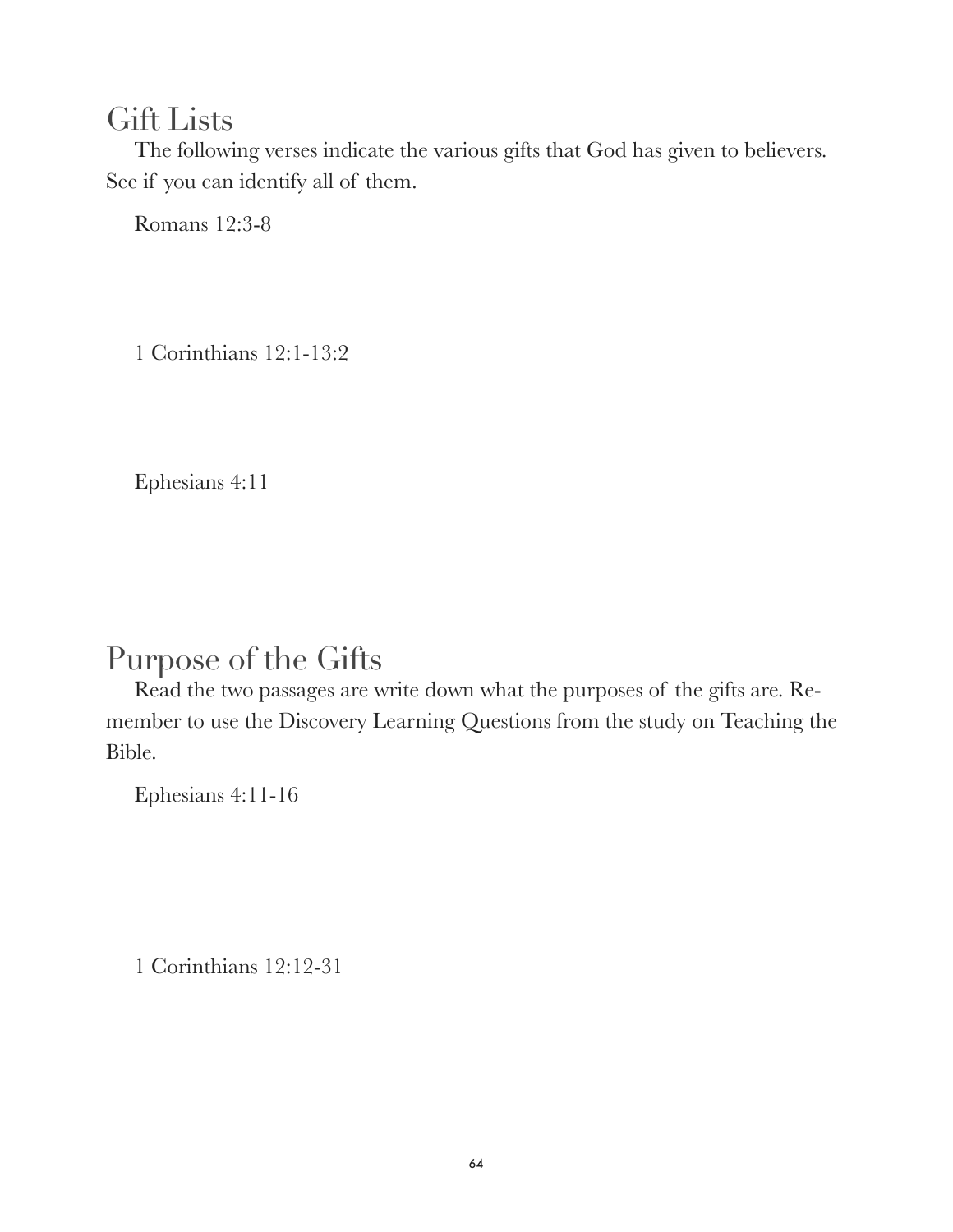## Gift Lists

The following verses indicate the various gifts that God has given to believers. See if you can identify all of them.

Romans 12:3-8

1 Corinthians 12:1-13:2

Ephesians 4:11

## Purpose of the Gifts

Read the two passages are write down what the purposes of the gifts are. Remember to use the Discovery Learning Questions from the study on Teaching the Bible.

Ephesians 4:11-16

1 Corinthians 12:12-31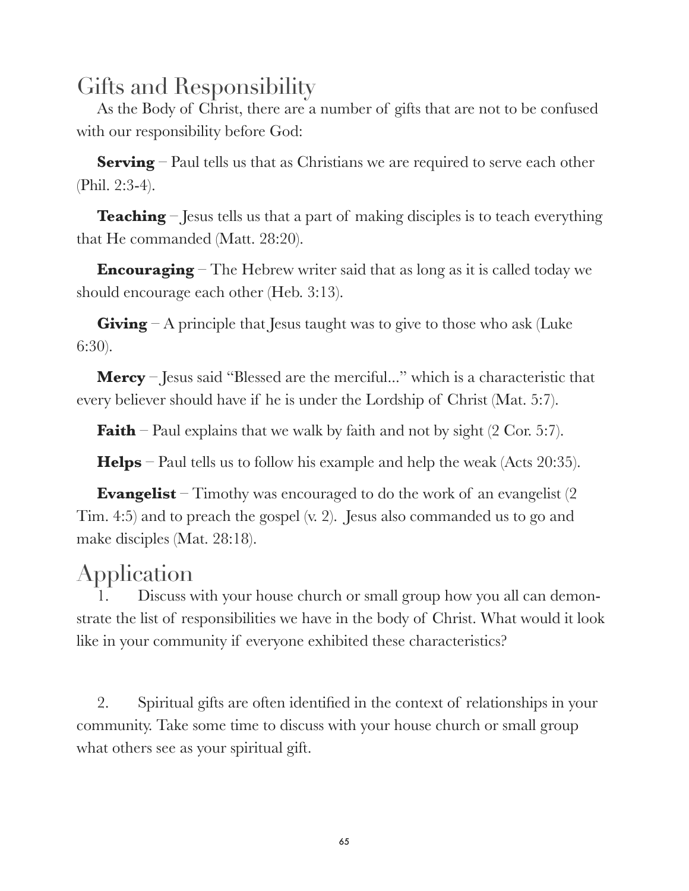## Gifts and Responsibility

As the Body of Christ, there are a number of gifts that are not to be confused with our responsibility before God:

**Serving** – Paul tells us that as Christians we are required to serve each other (Phil. 2:3-4).

**Teaching** – Jesus tells us that a part of making disciples is to teach everything that He commanded (Matt. 28:20).

**Encouraging** – The Hebrew writer said that as long as it is called today we should encourage each other (Heb. 3:13).

**Giving** – A principle that Jesus taught was to give to those who ask (Luke 6:30).

**Mercy** – Jesus said "Blessed are the merciful..." which is a characteristic that every believer should have if he is under the Lordship of Christ (Mat. 5:7).

**Faith** – Paul explains that we walk by faith and not by sight (2 Cor. 5:7).

**Helps** – Paul tells us to follow his example and help the weak (Acts 20:35).

**Evangelist** – Timothy was encouraged to do the work of an evangelist (2 Tim. 4:5) and to preach the gospel (v. 2). Jesus also commanded us to go and make disciples (Mat. 28:18).

## Application

1. Discuss with your house church or small group how you all can demonstrate the list of responsibilities we have in the body of Christ. What would it look like in your community if everyone exhibited these characteristics?

2. Spiritual gifts are often identified in the context of relationships in your community. Take some time to discuss with your house church or small group what others see as your spiritual gift.